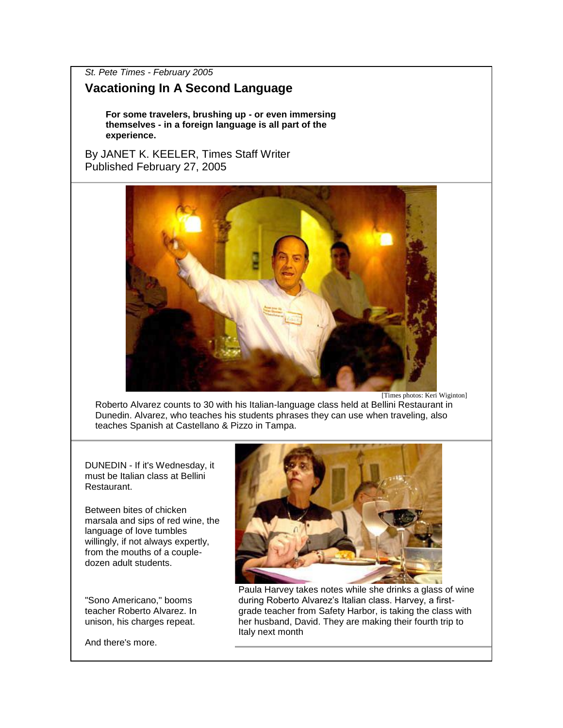*St. Pete Times - February 2005*

# Vacationing In A Second Language

**For some travelers, brushing up - or even immersing themselves - in a foreign language is all part of the experience.**

By JANET K. KEELER, Times Staff Writer
Published February 27, 2005

[Times photos: Keri Wiginton]

Roberto Alvarez counts to 30 with his Italian-language class held at Bellini Restaurant in Dunedin. Alvarez, who teaches his students phrases they can use when traveling, also teaches Spanish at Castellano & Pizzo in Tampa.

DUNEDIN - If it's Wednesday, it must be Italian class at Bellini Restaurant.

Between bites of chicken marsala and sips of red wine, the language of love tumbles willingly, if not always expertly, from the mouths of a couple-dozen adult students.

Paula Harvey takes notes while she drinks a glass of wine during Roberto Alvarez's Italian class. Harvey, a first-grade teacher from Safety Harbor, is taking the class with her husband, David. They are making their fourth trip to Italy next month

"Sono Americano," booms teacher Roberto Alvarez. In unison, his charges repeat.

And there's more.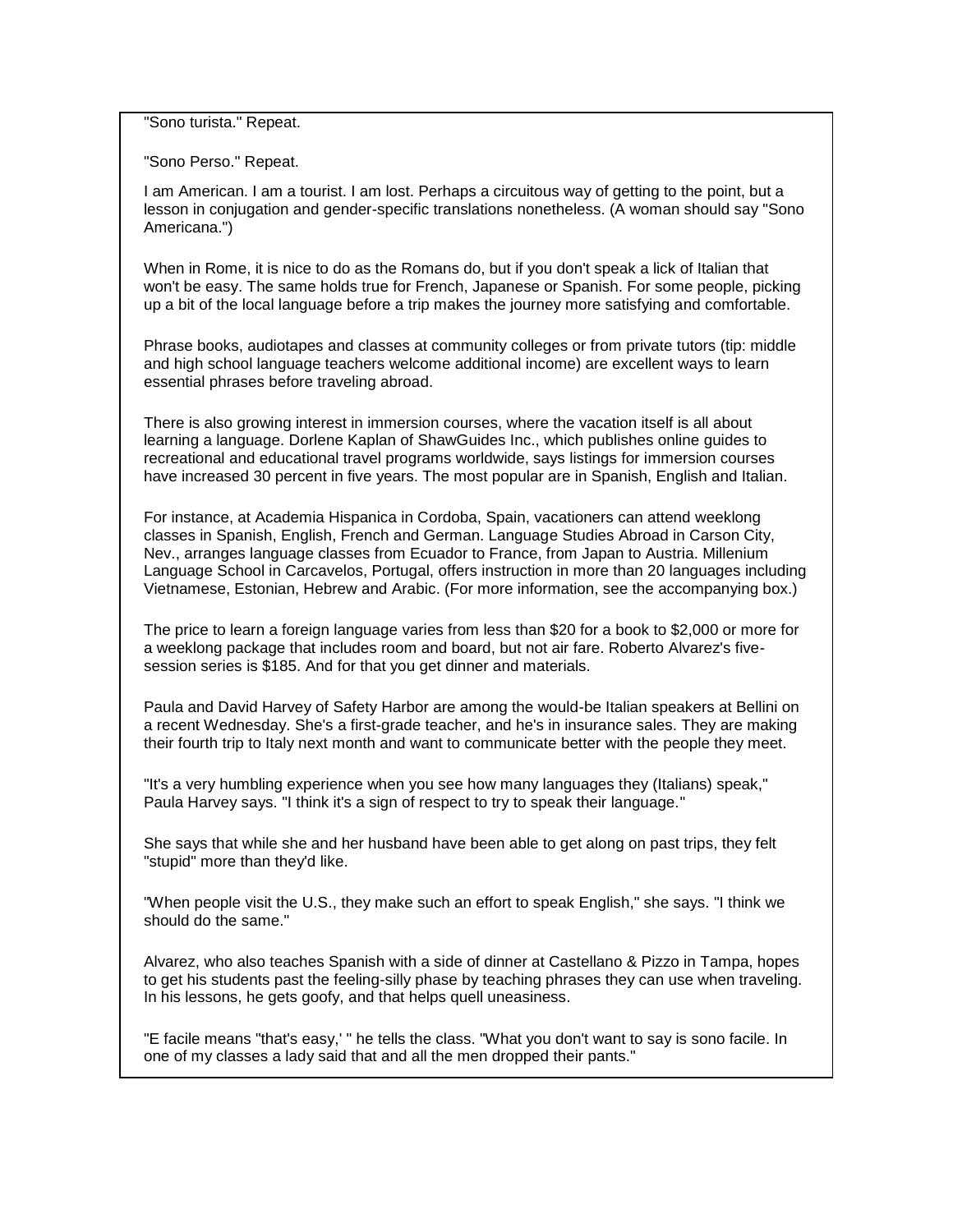"Sono turista." Repeat.

"Sono Perso." Repeat.

I am American. I am a tourist. I am lost. Perhaps a circuitous way of getting to the point, but a lesson in conjugation and gender-specific translations nonetheless. (A woman should say "Sono Americana.")

When in Rome, it is nice to do as the Romans do, but if you don't speak a lick of Italian that won't be easy. The same holds true for French, Japanese or Spanish. For some people, picking up a bit of the local language before a trip makes the journey more satisfying and comfortable.

Phrase books, audiotapes and classes at community colleges or from private tutors (tip: middle and high school language teachers welcome additional income) are excellent ways to learn essential phrases before traveling abroad.

There is also growing interest in immersion courses, where the vacation itself is all about learning a language. Dorlene Kaplan of ShawGuides Inc., which publishes online guides to recreational and educational travel programs worldwide, says listings for immersion courses have increased 30 percent in five years. The most popular are in Spanish, English and Italian.

For instance, at Academia Hispanica in Cordoba, Spain, vacationers can attend weeklong classes in Spanish, English, French and German. Language Studies Abroad in Carson City, Nev., arranges language classes from Ecuador to France, from Japan to Austria. Millenium Language School in Carcavelos, Portugal, offers instruction in more than 20 languages including Vietnamese, Estonian, Hebrew and Arabic. (For more information, see the accompanying box.)

The price to learn a foreign language varies from less than $20 for a book to $2,000 or more for a weeklong package that includes room and board, but not air fare. Roberto Alvarez's five-session series is $185. And for that you get dinner and materials.

Paula and David Harvey of Safety Harbor are among the would-be Italian speakers at Bellini on a recent Wednesday. She's a first-grade teacher, and he's in insurance sales. They are making their fourth trip to Italy next month and want to communicate better with the people they meet.

"It's a very humbling experience when you see how many languages they (Italians) speak," Paula Harvey says. "I think it's a sign of respect to try to speak their language."

She says that while she and her husband have been able to get along on past trips, they felt "stupid" more than they'd like.

"When people visit the U.S., they make such an effort to speak English," she says. "I think we should do the same."

Alvarez, who also teaches Spanish with a side of dinner at Castellano & Pizzo in Tampa, hopes to get his students past the feeling-silly phase by teaching phrases they can use when traveling. In his lessons, he gets goofy, and that helps quell uneasiness.

"E facile means "that's easy,' " he tells the class. "What you don't want to say is sono facile. In one of my classes a lady said that and all the men dropped their pants."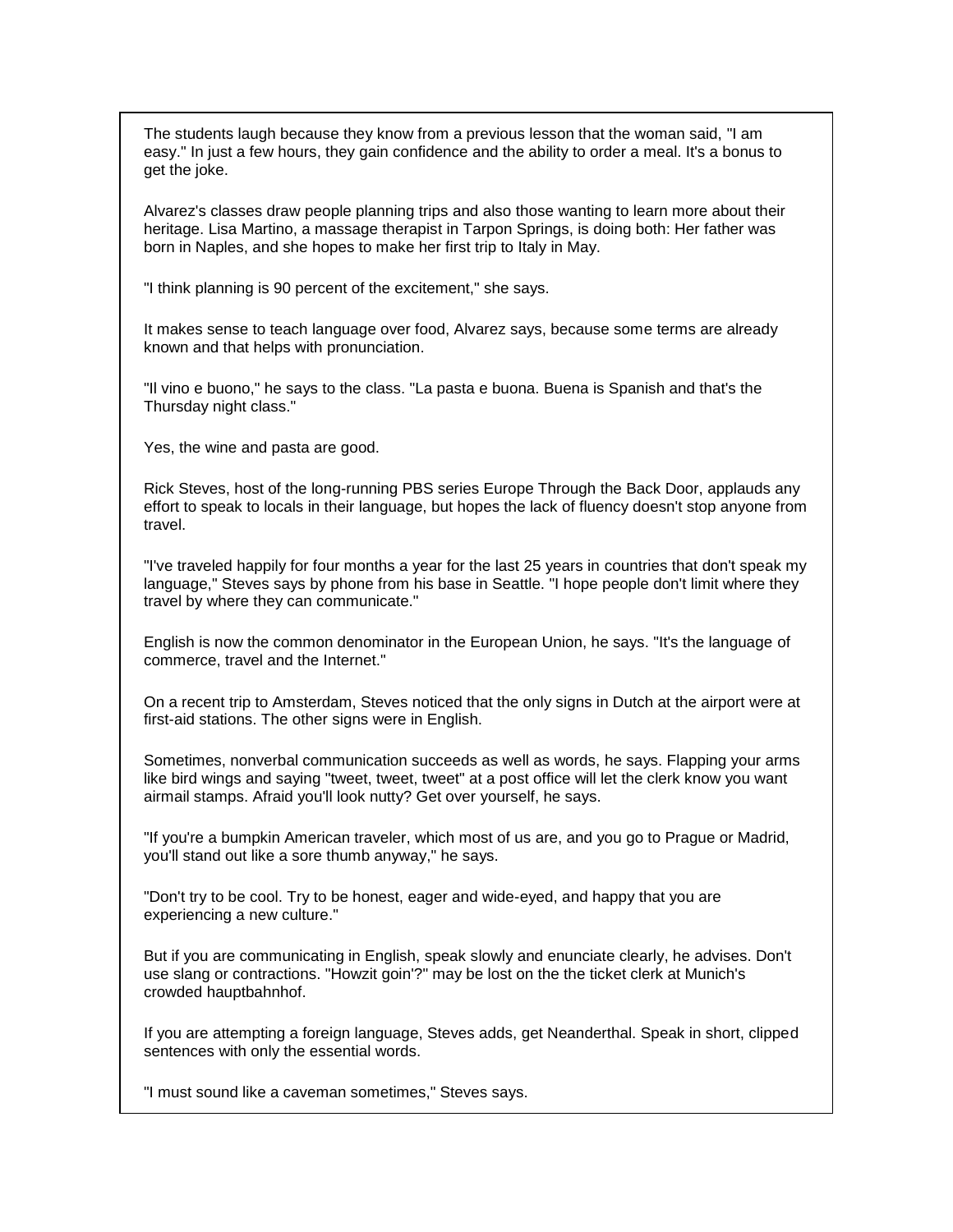The students laugh because they know from a previous lesson that the woman said, "I am easy." In just a few hours, they gain confidence and the ability to order a meal. It's a bonus to get the joke.

Alvarez's classes draw people planning trips and also those wanting to learn more about their heritage. Lisa Martino, a massage therapist in Tarpon Springs, is doing both: Her father was born in Naples, and she hopes to make her first trip to Italy in May.

"I think planning is 90 percent of the excitement," she says.

It makes sense to teach language over food, Alvarez says, because some terms are already known and that helps with pronunciation.

"Il vino e buono," he says to the class. "La pasta e buona. Buena is Spanish and that's the Thursday night class."

Yes, the wine and pasta are good.

Rick Steves, host of the long-running PBS series Europe Through the Back Door, applauds any effort to speak to locals in their language, but hopes the lack of fluency doesn't stop anyone from travel.

"I've traveled happily for four months a year for the last 25 years in countries that don't speak my language," Steves says by phone from his base in Seattle. "I hope people don't limit where they travel by where they can communicate."

English is now the common denominator in the European Union, he says. "It's the language of commerce, travel and the Internet."

On a recent trip to Amsterdam, Steves noticed that the only signs in Dutch at the airport were at first-aid stations. The other signs were in English.

Sometimes, nonverbal communication succeeds as well as words, he says. Flapping your arms like bird wings and saying "tweet, tweet, tweet" at a post office will let the clerk know you want airmail stamps. Afraid you'll look nutty? Get over yourself, he says.

"If you're a bumpkin American traveler, which most of us are, and you go to Prague or Madrid, you'll stand out like a sore thumb anyway," he says.

"Don't try to be cool. Try to be honest, eager and wide-eyed, and happy that you are experiencing a new culture."

But if you are communicating in English, speak slowly and enunciate clearly, he advises. Don't use slang or contractions. "Howzit goin'?" may be lost on the the ticket clerk at Munich's crowded hauptbahnhof.

If you are attempting a foreign language, Steves adds, get Neanderthal. Speak in short, clipped sentences with only the essential words.

"I must sound like a caveman sometimes," Steves says.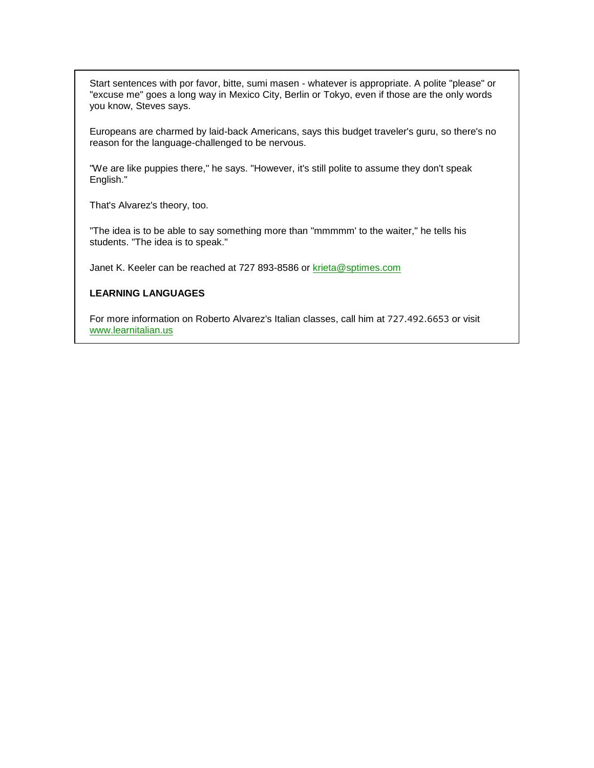Start sentences with por favor, bitte, sumi masen - whatever is appropriate. A polite "please" or "excuse me" goes a long way in Mexico City, Berlin or Tokyo, even if those are the only words you know, Steves says.

Europeans are charmed by laid-back Americans, says this budget traveler's guru, so there's no reason for the language-challenged to be nervous.

"We are like puppies there," he says. "However, it's still polite to assume they don't speak English."

That's Alvarez's theory, too.

"The idea is to be able to say something more than "mmmmm' to the waiter," he tells his students. "The idea is to speak."

Janet K. Keeler can be reached at 727 893-8586 or [krieta@sptimes.com](mailto:krieta@sptimes.com)

**LEARNING LANGUAGES**

For more information on Roberto Alvarez's Italian classes, call him at 727.492.6653 or visit [www.learnitalian.us](http://www.learnitalian.us)